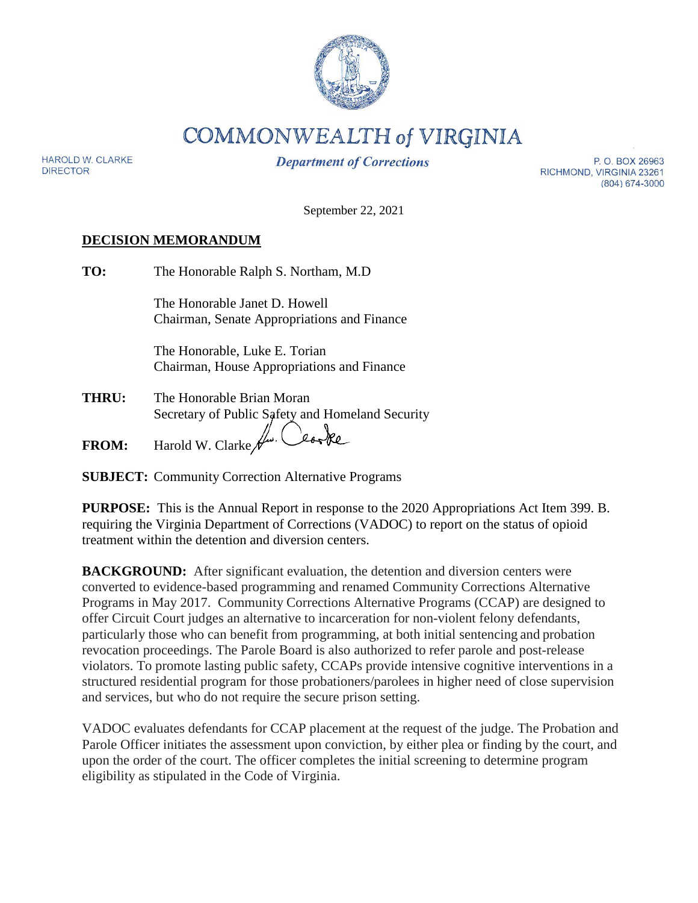# COMMONWEALTH of VIRGINIA

*Department of Corrections*

HAROLD W. CLARKE
DIRECTOR

P. O. BOX 26963
RICHMOND, VIRGINIA 23261
(804) 674-3000

September 22, 2021

**DECISION MEMORANDUM**

**TO:** The Honorable Ralph S. Northam, M.D

The Honorable Janet D. Howell
Chairman, Senate Appropriations and Finance

The Honorable, Luke E. Torian
Chairman, House Appropriations and Finance

**THRU:** The Honorable Brian Moran
Secretary of Public Safety and Homeland Security

**FROM:** Harold W. Clarke

**SUBJECT:** Community Correction Alternative Programs

**PURPOSE:** This is the Annual Report in response to the 2020 Appropriations Act Item 399. B. requiring the Virginia Department of Corrections (VADOC) to report on the status of opioid treatment within the detention and diversion centers.

**BACKGROUND:** After significant evaluation, the detention and diversion centers were converted to evidence-based programming and renamed Community Corrections Alternative Programs in May 2017. Community Corrections Alternative Programs (CCAP) are designed to offer Circuit Court judges an alternative to incarceration for non-violent felony defendants, particularly those who can benefit from programming, at both initial sentencing and probation revocation proceedings. The Parole Board is also authorized to refer parole and post-release violators. To promote lasting public safety, CCAPs provide intensive cognitive interventions in a structured residential program for those probationers/parolees in higher need of close supervision and services, but who do not require the secure prison setting.

VADOC evaluates defendants for CCAP placement at the request of the judge. The Probation and Parole Officer initiates the assessment upon conviction, by either plea or finding by the court, and upon the order of the court. The officer completes the initial screening to determine program eligibility as stipulated in the Code of Virginia.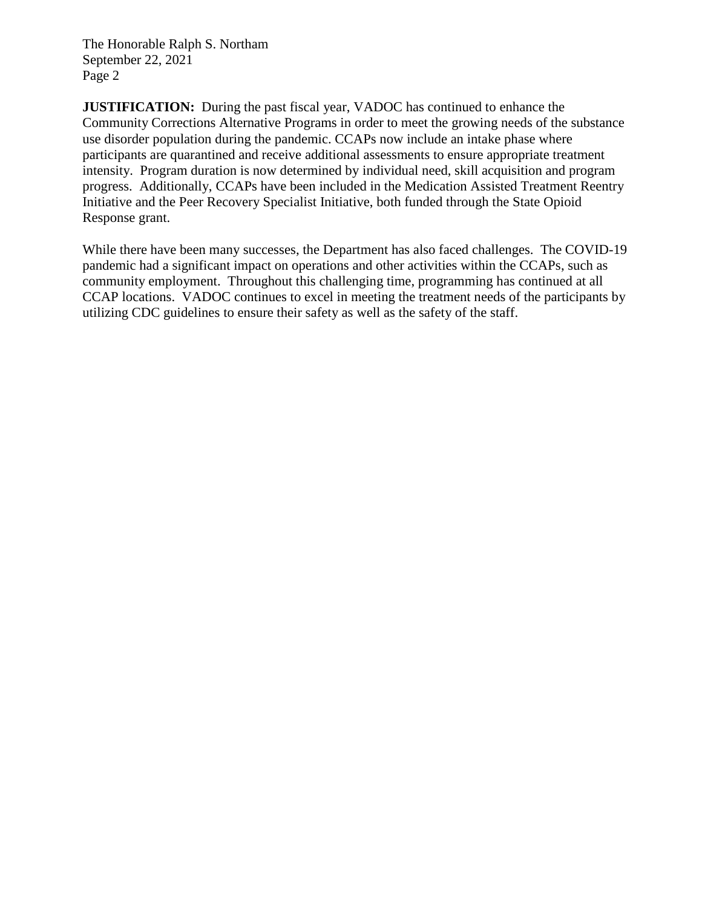**JUSTIFICATION:** During the past fiscal year, VADOC has continued to enhance the Community Corrections Alternative Programs in order to meet the growing needs of the substance use disorder population during the pandemic. CCAPs now include an intake phase where participants are quarantined and receive additional assessments to ensure appropriate treatment intensity. Program duration is now determined by individual need, skill acquisition and program progress. Additionally, CCAPs have been included in the Medication Assisted Treatment Reentry Initiative and the Peer Recovery Specialist Initiative, both funded through the State Opioid Response grant.

While there have been many successes, the Department has also faced challenges. The COVID-19 pandemic had a significant impact on operations and other activities within the CCAPs, such as community employment. Throughout this challenging time, programming has continued at all CCAP locations. VADOC continues to excel in meeting the treatment needs of the participants by utilizing CDC guidelines to ensure their safety as well as the safety of the staff.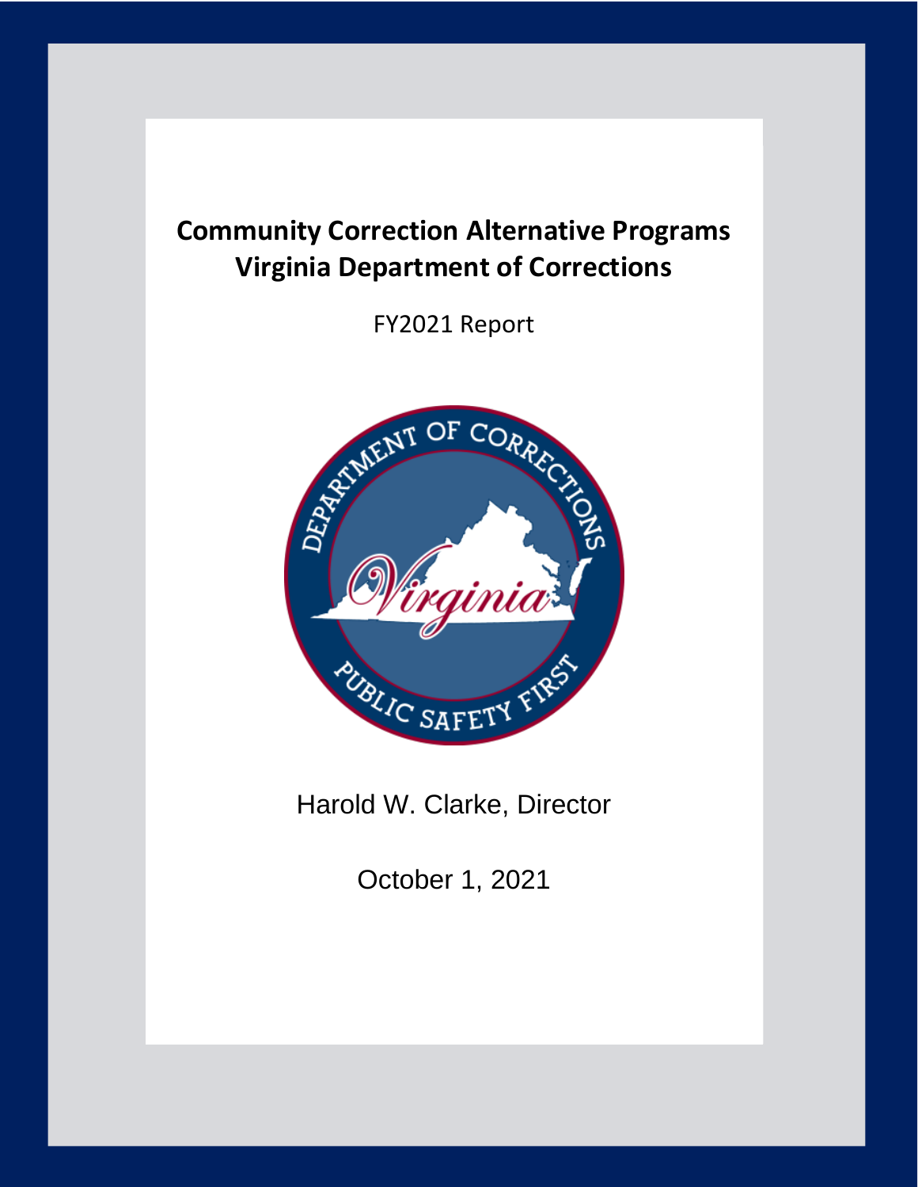# Community Correction Alternative Programs
# Virginia Department of Corrections

FY2021 Report

Harold W. Clarke, Director

October 1, 2021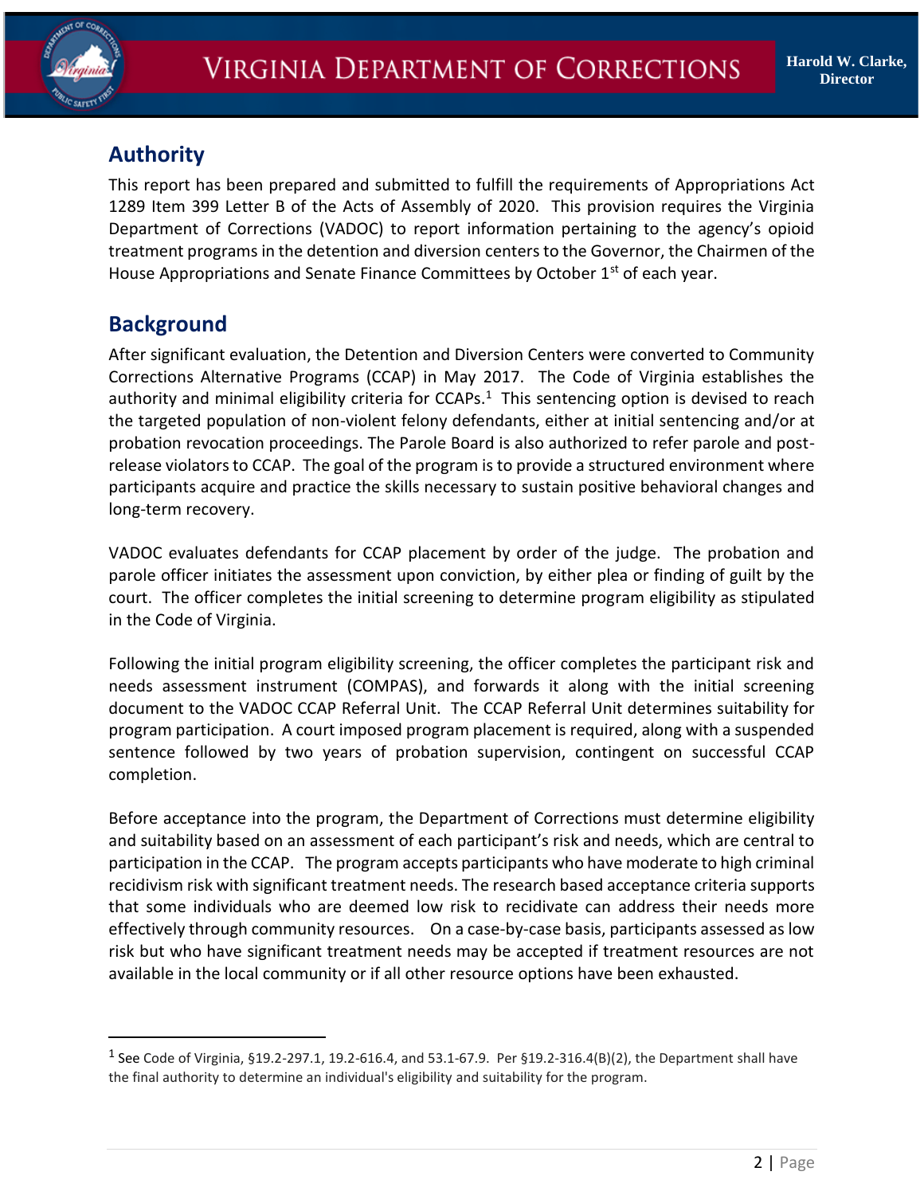## Authority

This report has been prepared and submitted to fulfill the requirements of Appropriations Act 1289 Item 399 Letter B of the Acts of Assembly of 2020. This provision requires the Virginia Department of Corrections (VADOC) to report information pertaining to the agency's opioid treatment programs in the detention and diversion centers to the Governor, the Chairmen of the House Appropriations and Senate Finance Committees by October 1st of each year.

## Background

After significant evaluation, the Detention and Diversion Centers were converted to Community Corrections Alternative Programs (CCAP) in May 2017. The Code of Virginia establishes the authority and minimal eligibility criteria for CCAPs.[1] This sentencing option is devised to reach the targeted population of non-violent felony defendants, either at initial sentencing and/or at probation revocation proceedings. The Parole Board is also authorized to refer parole and post-release violators to CCAP. The goal of the program is to provide a structured environment where participants acquire and practice the skills necessary to sustain positive behavioral changes and long-term recovery.

VADOC evaluates defendants for CCAP placement by order of the judge. The probation and parole officer initiates the assessment upon conviction, by either plea or finding of guilt by the court. The officer completes the initial screening to determine program eligibility as stipulated in the Code of Virginia.

Following the initial program eligibility screening, the officer completes the participant risk and needs assessment instrument (COMPAS), and forwards it along with the initial screening document to the VADOC CCAP Referral Unit. The CCAP Referral Unit determines suitability for program participation. A court imposed program placement is required, along with a suspended sentence followed by two years of probation supervision, contingent on successful CCAP completion.

Before acceptance into the program, the Department of Corrections must determine eligibility and suitability based on an assessment of each participant's risk and needs, which are central to participation in the CCAP. The program accepts participants who have moderate to high criminal recidivism risk with significant treatment needs. The research based acceptance criteria supports that some individuals who are deemed low risk to recidivate can address their needs more effectively through community resources. On a case-by-case basis, participants assessed as low risk but who have significant treatment needs may be accepted if treatment resources are not available in the local community or if all other resource options have been exhausted.

---

[1] See Code of Virginia, §19.2-297.1, 19.2-616.4, and 53.1-67.9. Per §19.2-316.4(B)(2), the Department shall have the final authority to determine an individual's eligibility and suitability for the program.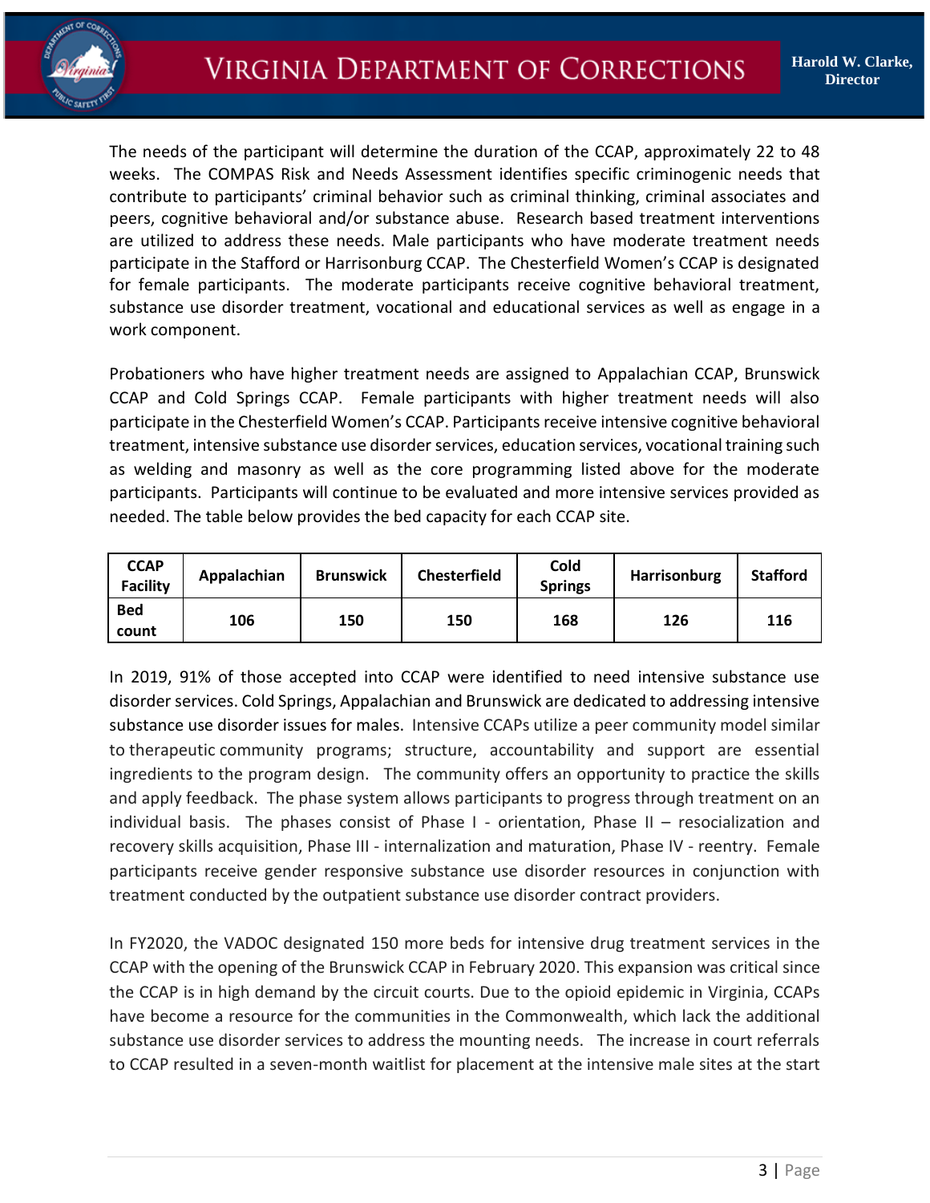The needs of the participant will determine the duration of the CCAP, approximately 22 to 48 weeks. The COMPAS Risk and Needs Assessment identifies specific criminogenic needs that contribute to participants' criminal behavior such as criminal thinking, criminal associates and peers, cognitive behavioral and/or substance abuse. Research based treatment interventions are utilized to address these needs. Male participants who have moderate treatment needs participate in the Stafford or Harrisonburg CCAP. The Chesterfield Women's CCAP is designated for female participants. The moderate participants receive cognitive behavioral treatment, substance use disorder treatment, vocational and educational services as well as engage in a work component.

Probationers who have higher treatment needs are assigned to Appalachian CCAP, Brunswick CCAP and Cold Springs CCAP. Female participants with higher treatment needs will also participate in the Chesterfield Women's CCAP. Participants receive intensive cognitive behavioral treatment, intensive substance use disorder services, education services, vocational training such as welding and masonry as well as the core programming listed above for the moderate participants. Participants will continue to be evaluated and more intensive services provided as needed. The table below provides the bed capacity for each CCAP site.

| CCAP Facility | Appalachian | Brunswick | Chesterfield | Cold Springs | Harrisonburg | Stafford |
|---|---|---|---|---|---|---|
| Bed count | 106 | 150 | 150 | 168 | 126 | 116 |

In 2019, 91% of those accepted into CCAP were identified to need intensive substance use disorder services. Cold Springs, Appalachian and Brunswick are dedicated to addressing intensive substance use disorder issues for males. Intensive CCAPs utilize a peer community model similar to therapeutic community programs; structure, accountability and support are essential ingredients to the program design. The community offers an opportunity to practice the skills and apply feedback. The phase system allows participants to progress through treatment on an individual basis. The phases consist of Phase I - orientation, Phase II – resocialization and recovery skills acquisition, Phase III - internalization and maturation, Phase IV - reentry. Female participants receive gender responsive substance use disorder resources in conjunction with treatment conducted by the outpatient substance use disorder contract providers.

In FY2020, the VADOC designated 150 more beds for intensive drug treatment services in the CCAP with the opening of the Brunswick CCAP in February 2020. This expansion was critical since the CCAP is in high demand by the circuit courts. Due to the opioid epidemic in Virginia, CCAPs have become a resource for the communities in the Commonwealth, which lack the additional substance use disorder services to address the mounting needs. The increase in court referrals to CCAP resulted in a seven-month waitlist for placement at the intensive male sites at the start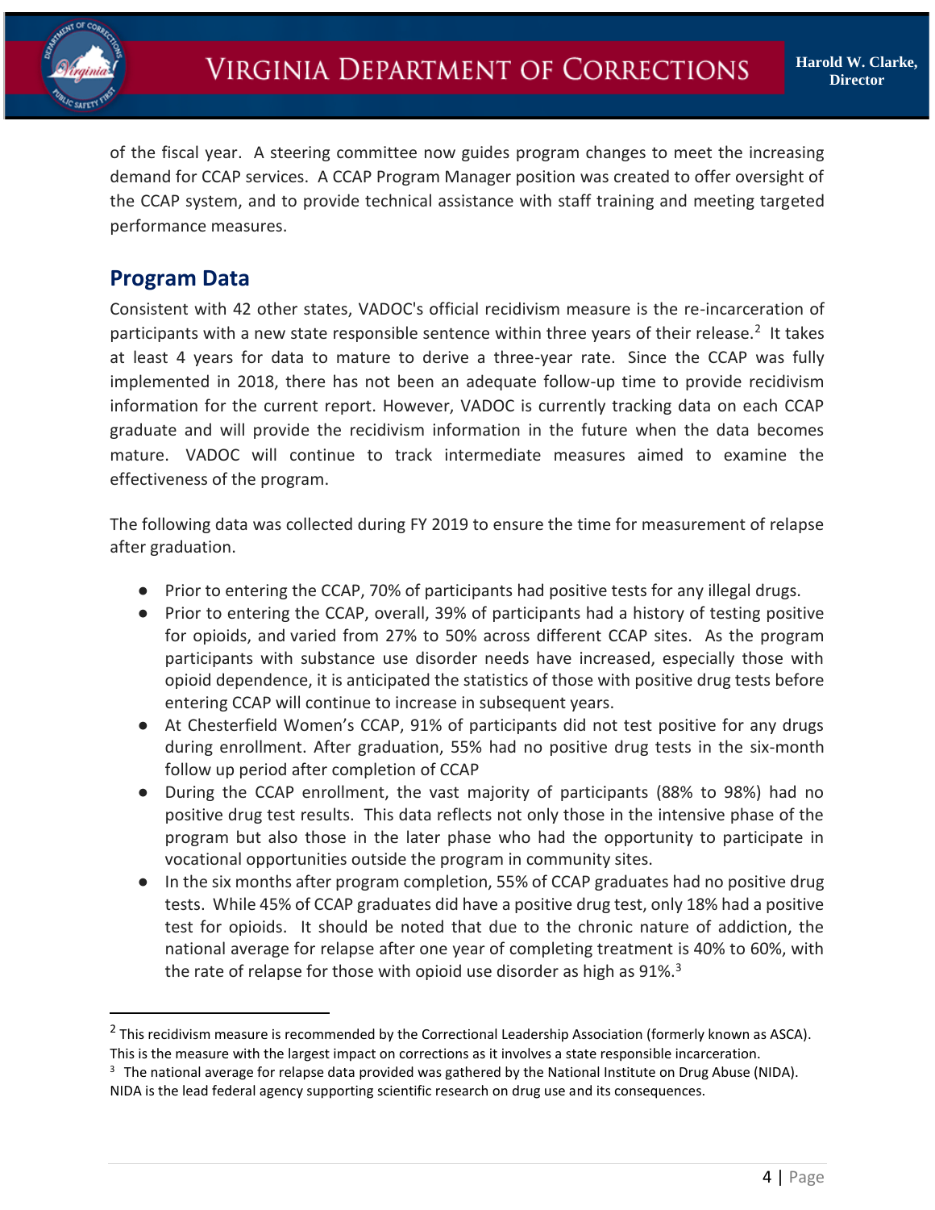of the fiscal year. A steering committee now guides program changes to meet the increasing demand for CCAP services. A CCAP Program Manager position was created to offer oversight of the CCAP system, and to provide technical assistance with staff training and meeting targeted performance measures.

## Program Data

Consistent with 42 other states, VADOC's official recidivism measure is the re-incarceration of participants with a new state responsible sentence within three years of their release.[2] It takes at least 4 years for data to mature to derive a three-year rate. Since the CCAP was fully implemented in 2018, there has not been an adequate follow-up time to provide recidivism information for the current report. However, VADOC is currently tracking data on each CCAP graduate and will provide the recidivism information in the future when the data becomes mature. VADOC will continue to track intermediate measures aimed to examine the effectiveness of the program.

The following data was collected during FY 2019 to ensure the time for measurement of relapse after graduation.

- Prior to entering the CCAP, 70% of participants had positive tests for any illegal drugs.
- Prior to entering the CCAP, overall, 39% of participants had a history of testing positive for opioids, and varied from 27% to 50% across different CCAP sites. As the program participants with substance use disorder needs have increased, especially those with opioid dependence, it is anticipated the statistics of those with positive drug tests before entering CCAP will continue to increase in subsequent years.
- At Chesterfield Women's CCAP, 91% of participants did not test positive for any drugs during enrollment. After graduation, 55% had no positive drug tests in the six-month follow up period after completion of CCAP
- During the CCAP enrollment, the vast majority of participants (88% to 98%) had no positive drug test results. This data reflects not only those in the intensive phase of the program but also those in the later phase who had the opportunity to participate in vocational opportunities outside the program in community sites.
- In the six months after program completion, 55% of CCAP graduates had no positive drug tests. While 45% of CCAP graduates did have a positive drug test, only 18% had a positive test for opioids. It should be noted that due to the chronic nature of addiction, the national average for relapse after one year of completing treatment is 40% to 60%, with the rate of relapse for those with opioid use disorder as high as 91%.[3]

---

[2] This recidivism measure is recommended by the Correctional Leadership Association (formerly known as ASCA). This is the measure with the largest impact on corrections as it involves a state responsible incarceration.

[3] The national average for relapse data provided was gathered by the National Institute on Drug Abuse (NIDA). NIDA is the lead federal agency supporting scientific research on drug use and its consequences.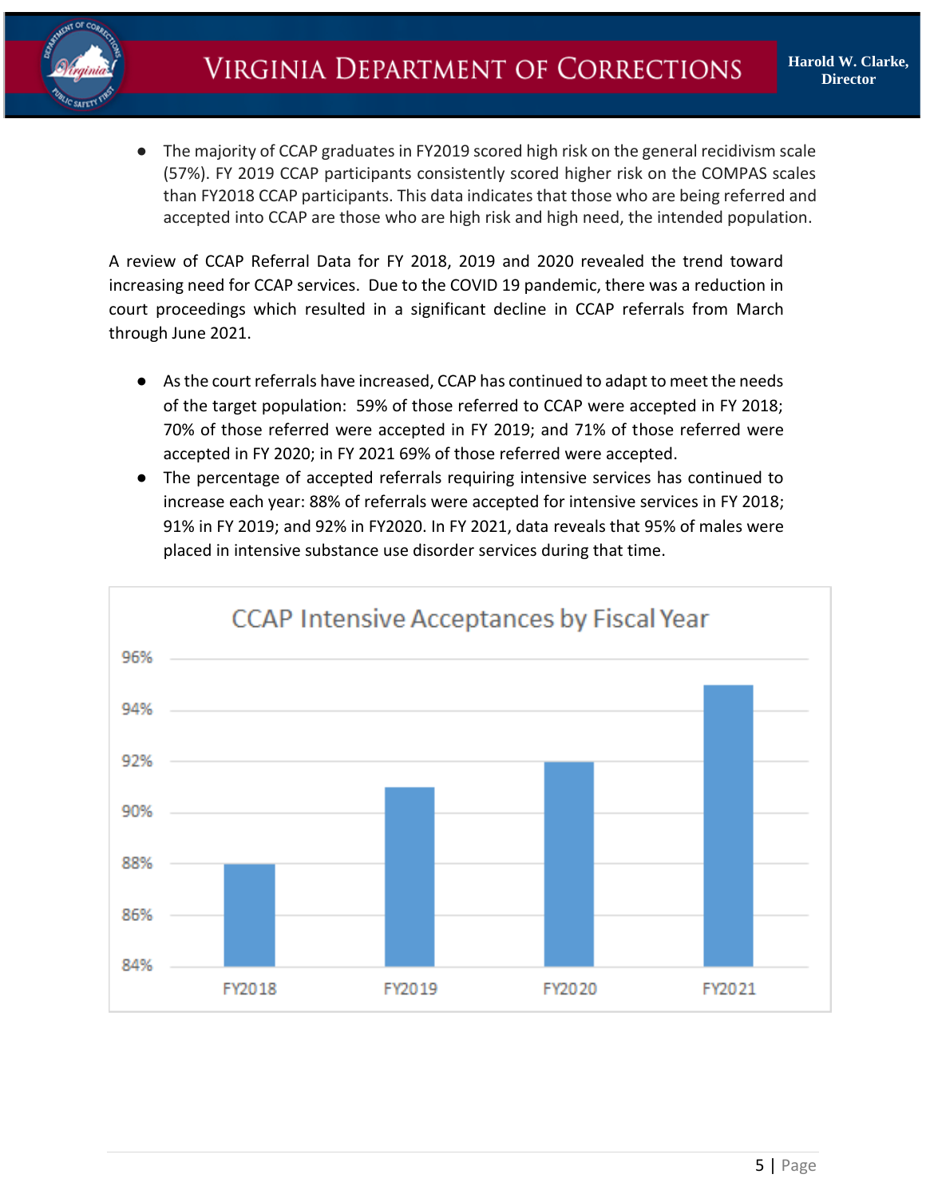- The majority of CCAP graduates in FY2019 scored high risk on the general recidivism scale (57%). FY 2019 CCAP participants consistently scored higher risk on the COMPAS scales than FY2018 CCAP participants. This data indicates that those who are being referred and accepted into CCAP are those who are high risk and high need, the intended population.

A review of CCAP Referral Data for FY 2018, 2019 and 2020 revealed the trend toward increasing need for CCAP services. Due to the COVID 19 pandemic, there was a reduction in court proceedings which resulted in a significant decline in CCAP referrals from March through June 2021.

- As the court referrals have increased, CCAP has continued to adapt to meet the needs of the target population: 59% of those referred to CCAP were accepted in FY 2018; 70% of those referred were accepted in FY 2019; and 71% of those referred were accepted in FY 2020; in FY 2021 69% of those referred were accepted.
- The percentage of accepted referrals requiring intensive services has continued to increase each year: 88% of referrals were accepted for intensive services in FY 2018; 91% in FY 2019; and 92% in FY2020. In FY 2021, data reveals that 95% of males were placed in intensive substance use disorder services during that time.

**CCAP Intensive Acceptances by Fiscal Year**

| Fiscal Year | Intensive Acceptances |
|---|---|
| FY2018 | 88% |
| FY2019 | 91% |
| FY2020 | 92% |
| FY2021 | 95% |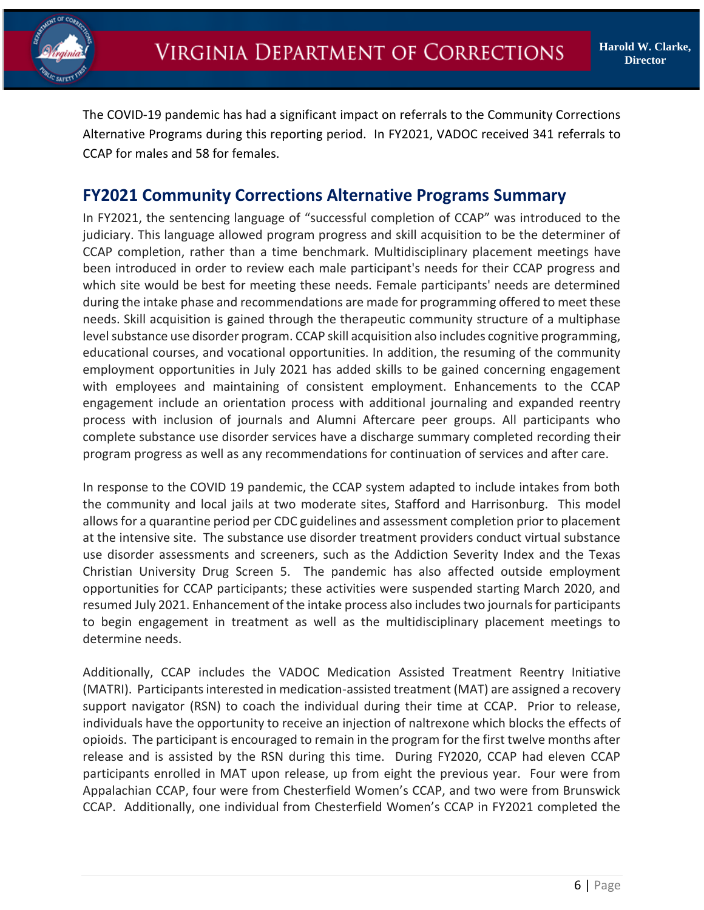The COVID-19 pandemic has had a significant impact on referrals to the Community Corrections Alternative Programs during this reporting period. In FY2021, VADOC received 341 referrals to CCAP for males and 58 for females.

## FY2021 Community Corrections Alternative Programs Summary

In FY2021, the sentencing language of "successful completion of CCAP" was introduced to the judiciary. This language allowed program progress and skill acquisition to be the determiner of CCAP completion, rather than a time benchmark. Multidisciplinary placement meetings have been introduced in order to review each male participant's needs for their CCAP progress and which site would be best for meeting these needs. Female participants' needs are determined during the intake phase and recommendations are made for programming offered to meet these needs. Skill acquisition is gained through the therapeutic community structure of a multiphase level substance use disorder program. CCAP skill acquisition also includes cognitive programming, educational courses, and vocational opportunities. In addition, the resuming of the community employment opportunities in July 2021 has added skills to be gained concerning engagement with employees and maintaining of consistent employment. Enhancements to the CCAP engagement include an orientation process with additional journaling and expanded reentry process with inclusion of journals and Alumni Aftercare peer groups. All participants who complete substance use disorder services have a discharge summary completed recording their program progress as well as any recommendations for continuation of services and after care.

In response to the COVID 19 pandemic, the CCAP system adapted to include intakes from both the community and local jails at two moderate sites, Stafford and Harrisonburg. This model allows for a quarantine period per CDC guidelines and assessment completion prior to placement at the intensive site. The substance use disorder treatment providers conduct virtual substance use disorder assessments and screeners, such as the Addiction Severity Index and the Texas Christian University Drug Screen 5. The pandemic has also affected outside employment opportunities for CCAP participants; these activities were suspended starting March 2020, and resumed July 2021. Enhancement of the intake process also includes two journals for participants to begin engagement in treatment as well as the multidisciplinary placement meetings to determine needs.

Additionally, CCAP includes the VADOC Medication Assisted Treatment Reentry Initiative (MATRI). Participants interested in medication-assisted treatment (MAT) are assigned a recovery support navigator (RSN) to coach the individual during their time at CCAP. Prior to release, individuals have the opportunity to receive an injection of naltrexone which blocks the effects of opioids. The participant is encouraged to remain in the program for the first twelve months after release and is assisted by the RSN during this time. During FY2020, CCAP had eleven CCAP participants enrolled in MAT upon release, up from eight the previous year. Four were from Appalachian CCAP, four were from Chesterfield Women's CCAP, and two were from Brunswick CCAP. Additionally, one individual from Chesterfield Women's CCAP in FY2021 completed the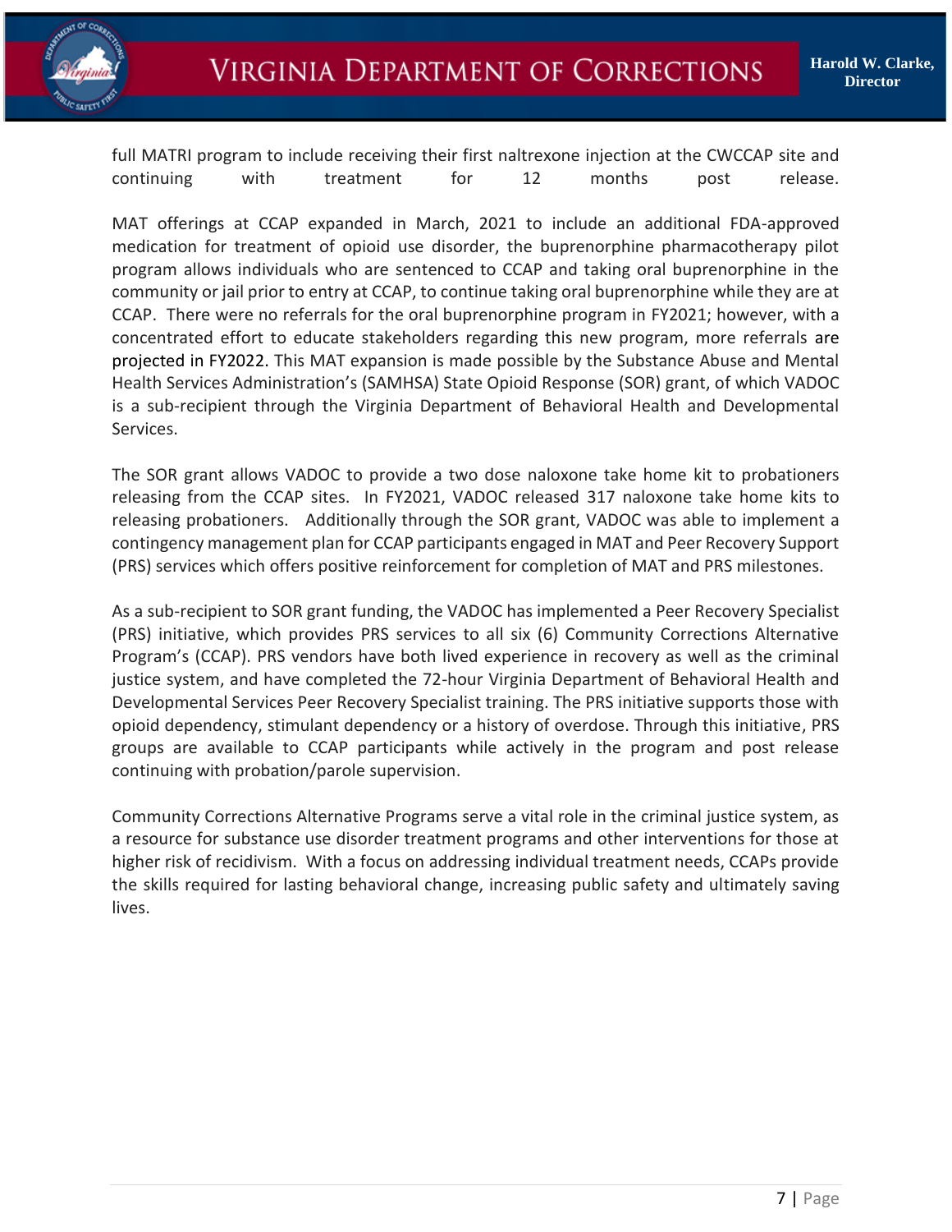full MATRI program to include receiving their first naltrexone injection at the CWCCAP site and continuing with treatment for 12 months post release.

MAT offerings at CCAP expanded in March, 2021 to include an additional FDA-approved medication for treatment of opioid use disorder, the buprenorphine pharmacotherapy pilot program allows individuals who are sentenced to CCAP and taking oral buprenorphine in the community or jail prior to entry at CCAP, to continue taking oral buprenorphine while they are at CCAP. There were no referrals for the oral buprenorphine program in FY2021; however, with a concentrated effort to educate stakeholders regarding this new program, more referrals are projected in FY2022. This MAT expansion is made possible by the Substance Abuse and Mental Health Services Administration's (SAMHSA) State Opioid Response (SOR) grant, of which VADOC is a sub-recipient through the Virginia Department of Behavioral Health and Developmental Services.

The SOR grant allows VADOC to provide a two dose naloxone take home kit to probationers releasing from the CCAP sites. In FY2021, VADOC released 317 naloxone take home kits to releasing probationers. Additionally through the SOR grant, VADOC was able to implement a contingency management plan for CCAP participants engaged in MAT and Peer Recovery Support (PRS) services which offers positive reinforcement for completion of MAT and PRS milestones.

As a sub-recipient to SOR grant funding, the VADOC has implemented a Peer Recovery Specialist (PRS) initiative, which provides PRS services to all six (6) Community Corrections Alternative Program's (CCAP). PRS vendors have both lived experience in recovery as well as the criminal justice system, and have completed the 72-hour Virginia Department of Behavioral Health and Developmental Services Peer Recovery Specialist training. The PRS initiative supports those with opioid dependency, stimulant dependency or a history of overdose. Through this initiative, PRS groups are available to CCAP participants while actively in the program and post release continuing with probation/parole supervision.

Community Corrections Alternative Programs serve a vital role in the criminal justice system, as a resource for substance use disorder treatment programs and other interventions for those at higher risk of recidivism. With a focus on addressing individual treatment needs, CCAPs provide the skills required for lasting behavioral change, increasing public safety and ultimately saving lives.